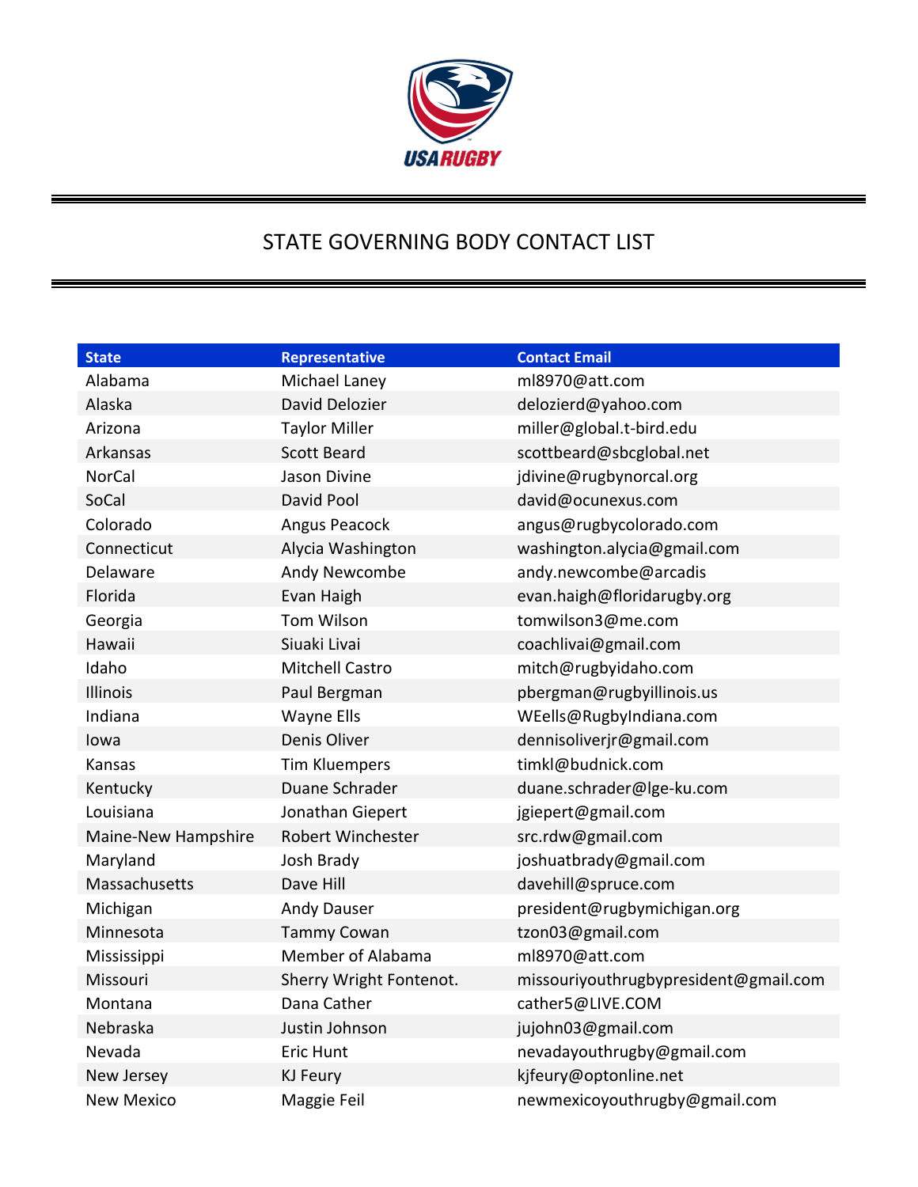# STATE GOVERNING BODY CONTACT LIST

| State | Representative | Contact Email |
|---|---|---|
| Alabama | Michael Laney | ml8970@att.com |
| Alaska | David Delozier | delozierd@yahoo.com |
| Arizona | Taylor Miller | miller@global.t-bird.edu |
| Arkansas | Scott Beard | scottbeard@sbcglobal.net |
| NorCal | Jason Divine | jdivine@rugbynorcal.org |
| SoCal | David Pool | david@ocunexus.com |
| Colorado | Angus Peacock | angus@rugbycolorado.com |
| Connecticut | Alycia Washington | washington.alycia@gmail.com |
| Delaware | Andy Newcombe | andy.newcombe@arcadis |
| Florida | Evan Haigh | evan.haigh@floridarugby.org |
| Georgia | Tom Wilson | tomwilson3@me.com |
| Hawaii | Siuaki Livai | coachlivai@gmail.com |
| Idaho | Mitchell Castro | mitch@rugbyidaho.com |
| Illinois | Paul Bergman | pbergman@rugbyillinois.us |
| Indiana | Wayne Ells | WEells@RugbyIndiana.com |
| Iowa | Denis Oliver | dennisoliverjr@gmail.com |
| Kansas | Tim Kluempers | timkl@budnick.com |
| Kentucky | Duane Schrader | duane.schrader@lge-ku.com |
| Louisiana | Jonathan Giepert | jgiepert@gmail.com |
| Maine-New Hampshire | Robert Winchester | src.rdw@gmail.com |
| Maryland | Josh Brady | joshuatbrady@gmail.com |
| Massachusetts | Dave Hill | davehill@spruce.com |
| Michigan | Andy Dauser | president@rugbymichigan.org |
| Minnesota | Tammy Cowan | tzon03@gmail.com |
| Mississippi | Member of Alabama | ml8970@att.com |
| Missouri | Sherry Wright Fontenot. | missouriyouthrugbypresident@gmail.com |
| Montana | Dana Cather | cather5@LIVE.COM |
| Nebraska | Justin Johnson | jujohn03@gmail.com |
| Nevada | Eric Hunt | nevadayouthrugby@gmail.com |
| New Jersey | KJ Feury | kjfeury@optonline.net |
| New Mexico | Maggie Feil | newmexicoyouthrugby@gmail.com |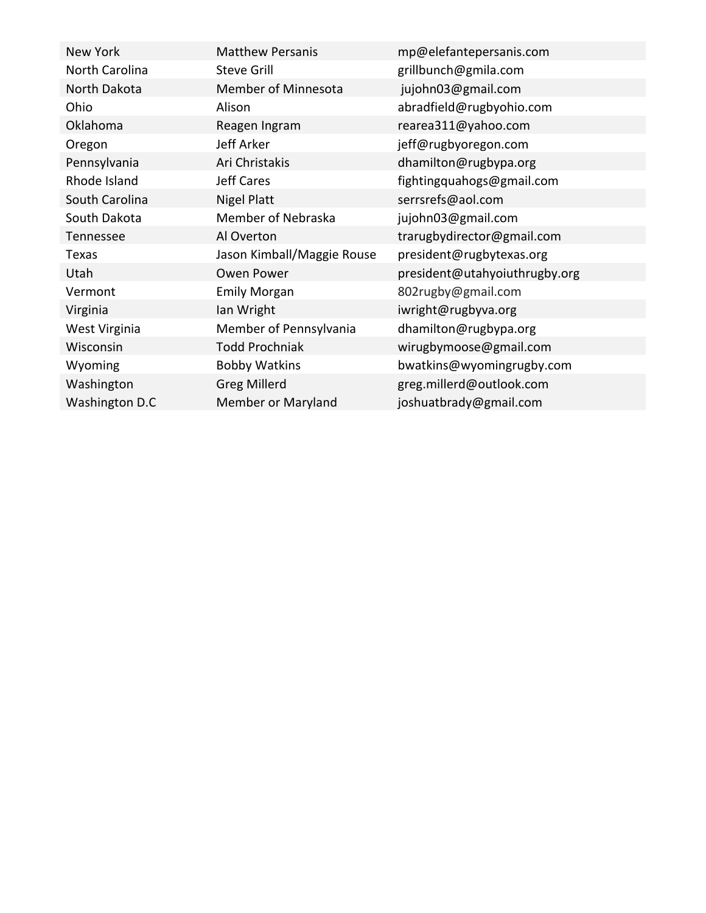| | | |
|---|---|---|
| New York | Matthew Persanis | mp@elefantepersanis.com |
| North Carolina | Steve Grill | grillbunch@gmila.com |
| North Dakota | Member of Minnesota | jujohn03@gmail.com |
| Ohio | Alison | abradfield@rugbyohio.com |
| Oklahoma | Reagen Ingram | rearea311@yahoo.com |
| Oregon | Jeff Arker | jeff@rugbyoregon.com |
| Pennsylvania | Ari Christakis | dhamilton@rugbypa.org |
| Rhode Island | Jeff Cares | fightingquahogs@gmail.com |
| South Carolina | Nigel Platt | serrsrefs@aol.com |
| South Dakota | Member of Nebraska | jujohn03@gmail.com |
| Tennessee | Al Overton | trarugbydirector@gmail.com |
| Texas | Jason Kimball/Maggie Rouse | president@rugbytexas.org |
| Utah | Owen Power | president@utahyoiuthrugby.org |
| Vermont | Emily Morgan | 802rugby@gmail.com |
| Virginia | Ian Wright | iwright@rugbyva.org |
| West Virginia | Member of Pennsylvania | dhamilton@rugbypa.org |
| Wisconsin | Todd Prochniak | wirugbymoose@gmail.com |
| Wyoming | Bobby Watkins | bwatkins@wyomingrugby.com |
| Washington | Greg Millerd | greg.millerd@outlook.com |
| Washington D.C | Member or Maryland | joshuatbrady@gmail.com |